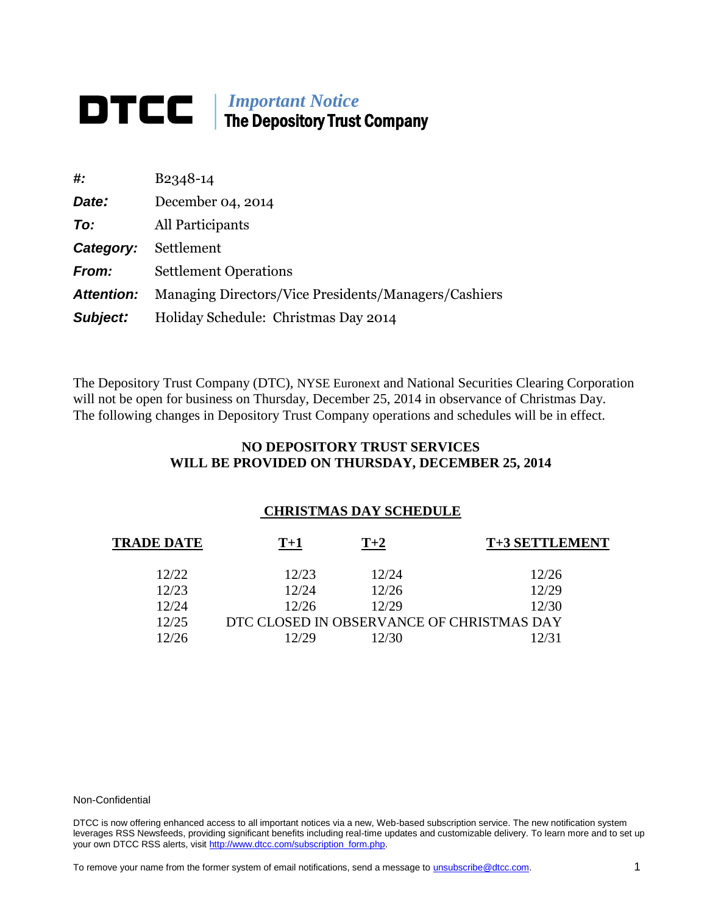# DTCC | *Important Notice* The Depository Trust Company

| | |
|---|---|
| ***#:*** | B2348-14 |
| ***Date:*** | December 04, 2014 |
| ***To:*** | All Participants |
| ***Category:*** | Settlement |
| ***From:*** | Settlement Operations |
| ***Attention:*** | Managing Directors/Vice Presidents/Managers/Cashiers |
| ***Subject:*** | Holiday Schedule: Christmas Day 2014 |

The Depository Trust Company (DTC), NYSE Euronext and National Securities Clearing Corporation will not be open for business on Thursday, December 25, 2014 in observance of Christmas Day. The following changes in Depository Trust Company operations and schedules will be in effect.

**NO DEPOSITORY TRUST SERVICES WILL BE PROVIDED ON THURSDAY, DECEMBER 25, 2014**

**CHRISTMAS DAY SCHEDULE**

| TRADE DATE | T+1 | T+2 | T+3 SETTLEMENT |
|---|---|---|---|
| 12/22 | 12/23 | 12/24 | 12/26 |
| 12/23 | 12/24 | 12/26 | 12/29 |
| 12/24 | 12/26 | 12/29 | 12/30 |
| 12/25 | DTC CLOSED IN OBSERVANCE OF CHRISTMAS DAY | | |
| 12/26 | 12/29 | 12/30 | 12/31 |

Non-Confidential

DTCC is now offering enhanced access to all important notices via a new, Web-based subscription service. The new notification system leverages RSS Newsfeeds, providing significant benefits including real-time updates and customizable delivery. To learn more and to set up your own DTCC RSS alerts, visit http://www.dtcc.com/subscription_form.php.

To remove your name from the former system of email notifications, send a message to unsubscribe@dtcc.com.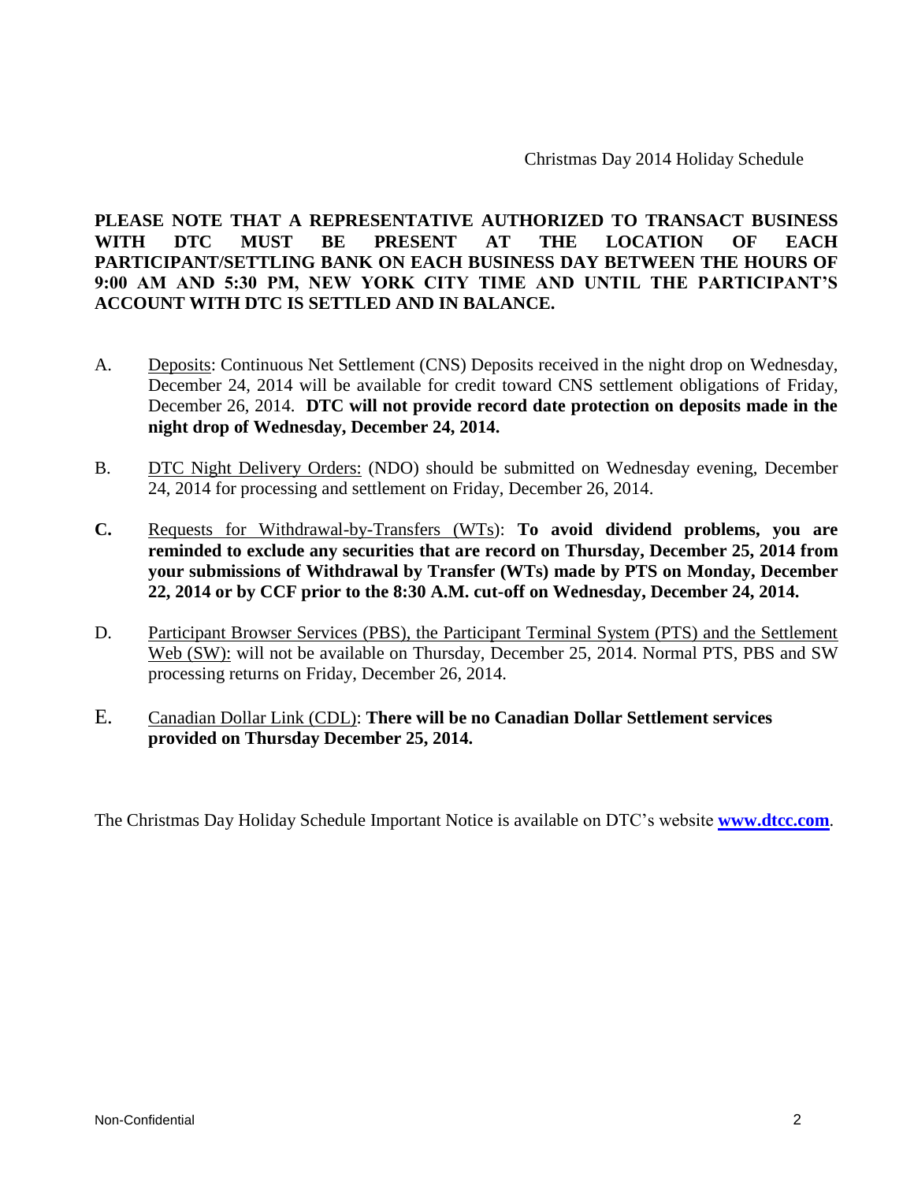Christmas Day 2014 Holiday Schedule

**PLEASE NOTE THAT A REPRESENTATIVE AUTHORIZED TO TRANSACT BUSINESS WITH DTC MUST BE PRESENT AT THE LOCATION OF EACH PARTICIPANT/SETTLING BANK ON EACH BUSINESS DAY BETWEEN THE HOURS OF 9:00 AM AND 5:30 PM, NEW YORK CITY TIME AND UNTIL THE PARTICIPANT'S ACCOUNT WITH DTC IS SETTLED AND IN BALANCE.**

A. Deposits: Continuous Net Settlement (CNS) Deposits received in the night drop on Wednesday, December 24, 2014 will be available for credit toward CNS settlement obligations of Friday, December 26, 2014. **DTC will not provide record date protection on deposits made in the night drop of Wednesday, December 24, 2014.**

B. DTC Night Delivery Orders: (NDO) should be submitted on Wednesday evening, December 24, 2014 for processing and settlement on Friday, December 26, 2014.

**C.** Requests for Withdrawal-by-Transfers (WTs): **To avoid dividend problems, you are reminded to exclude any securities that are record on Thursday, December 25, 2014 from your submissions of Withdrawal by Transfer (WTs) made by PTS on Monday, December 22, 2014 or by CCF prior to the 8:30 A.M. cut-off on Wednesday, December 24, 2014.**

D. Participant Browser Services (PBS), the Participant Terminal System (PTS) and the Settlement Web (SW): will not be available on Thursday, December 25, 2014. Normal PTS, PBS and SW processing returns on Friday, December 26, 2014.

E. Canadian Dollar Link (CDL): **There will be no Canadian Dollar Settlement services provided on Thursday December 25, 2014.**

The Christmas Day Holiday Schedule Important Notice is available on DTC's website **www.dtcc.com**.

Non-Confidential